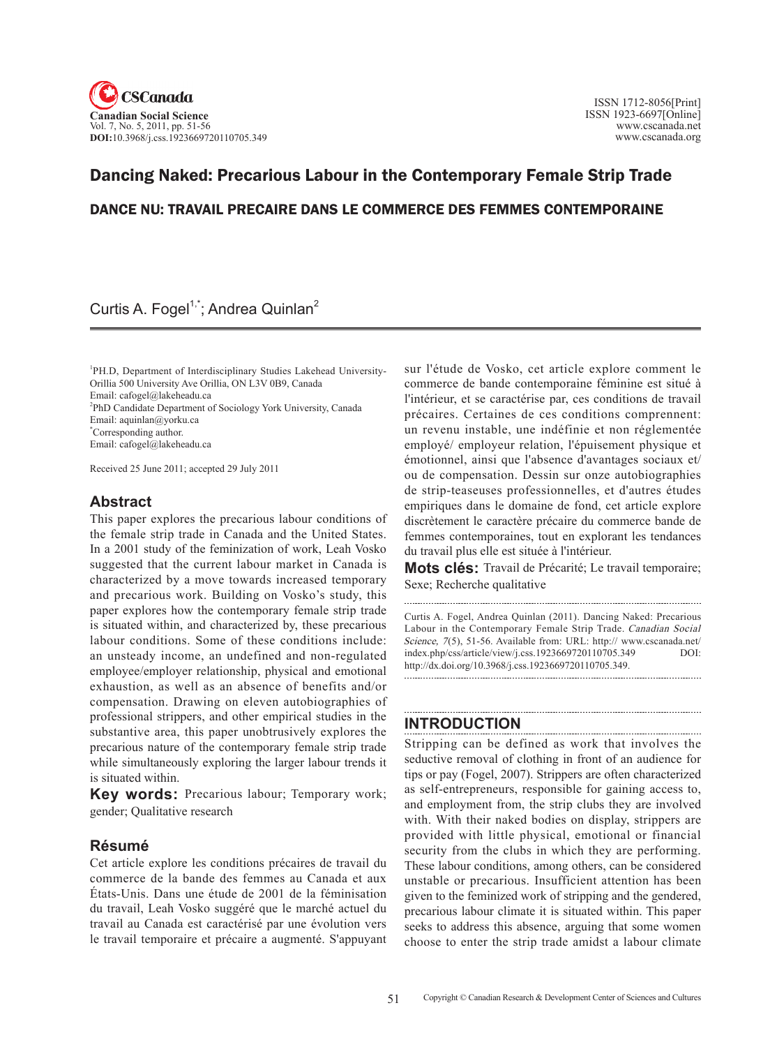# Dancing Naked: Precarious Labour in the Contemporary Female Strip Trade

## DANCE NU: TRAVAIL PRECAIRE DANS LE COMMERCE DES FEMMES CONTEMPORAINE

Curtis A. Fogel[1,*]; Andrea Quinlan[2]

[1]PH.D, Department of Interdisciplinary Studies Lakehead University-Orillia 500 University Ave Orillia, ON L3V 0B9, Canada
Email: cafogel@lakeheadu.ca
[2]PhD Candidate Department of Sociology York University, Canada
Email: aquinlan@yorku.ca
[*]Corresponding author.
Email: cafogel@lakeheadu.ca

Received 25 June 2011; accepted 29 July 2011

### Abstract

This paper explores the precarious labour conditions of the female strip trade in Canada and the United States. In a 2001 study of the feminization of work, Leah Vosko suggested that the current labour market in Canada is characterized by a move towards increased temporary and precarious work. Building on Vosko's study, this paper explores how the contemporary female strip trade is situated within, and characterized by, these precarious labour conditions. Some of these conditions include: an unsteady income, an undefined and non-regulated employee/employer relationship, physical and emotional exhaustion, as well as an absence of benefits and/or compensation. Drawing on eleven autobiographies of professional strippers, and other empirical studies in the substantive area, this paper unobtrusively explores the precarious nature of the contemporary female strip trade while simultaneously exploring the larger labour trends it is situated within.

**Key words:** Precarious labour; Temporary work; gender; Qualitative research

### Résumé

Cet article explore les conditions précaires de travail du commerce de la bande des femmes au Canada et aux États-Unis. Dans une étude de 2001 de la féminisation du travail, Leah Vosko suggéré que le marché actuel du travail au Canada est caractérisé par une évolution vers le travail temporaire et précaire a augmenté. S'appuyant sur l'étude de Vosko, cet article explore comment le commerce de bande contemporaine féminine est situé à l'intérieur, et se caractérise par, ces conditions de travail précaires. Certaines de ces conditions comprennent: un revenu instable, une indéfinie et non réglementée employé/ employeur relation, l'épuisement physique et émotionnel, ainsi que l'absence d'avantages sociaux et/ ou de compensation. Dessin sur onze autobiographies de strip-teaseuses professionnelles, et d'autres études empiriques dans le domaine de fond, cet article explore discrètement le caractère précaire du commerce bande de femmes contemporaines, tout en explorant les tendances du travail plus elle est située à l'intérieur.

**Mots clés:** Travail de Précarité; Le travail temporaire; Sexe; Recherche qualitative

Curtis A. Fogel, Andrea Quinlan (2011). Dancing Naked: Precarious Labour in the Contemporary Female Strip Trade. *Canadian Social Science, 7*(5), 51-56. Available from: URL: http:// www.cscanada.net/index.php/css/article/view/j.css.1923669720110705.349 DOI: http://dx.doi.org/10.3968/j.css.1923669720110705.349.

## INTRODUCTION

Stripping can be defined as work that involves the seductive removal of clothing in front of an audience for tips or pay (Fogel, 2007). Strippers are often characterized as self-entrepreneurs, responsible for gaining access to, and employment from, the strip clubs they are involved with. With their naked bodies on display, strippers are provided with little physical, emotional or financial security from the clubs in which they are performing. These labour conditions, among others, can be considered unstable or precarious. Insufficient attention has been given to the feminized work of stripping and the gendered, precarious labour climate it is situated within. This paper seeks to address this absence, arguing that some women choose to enter the strip trade amidst a labour climate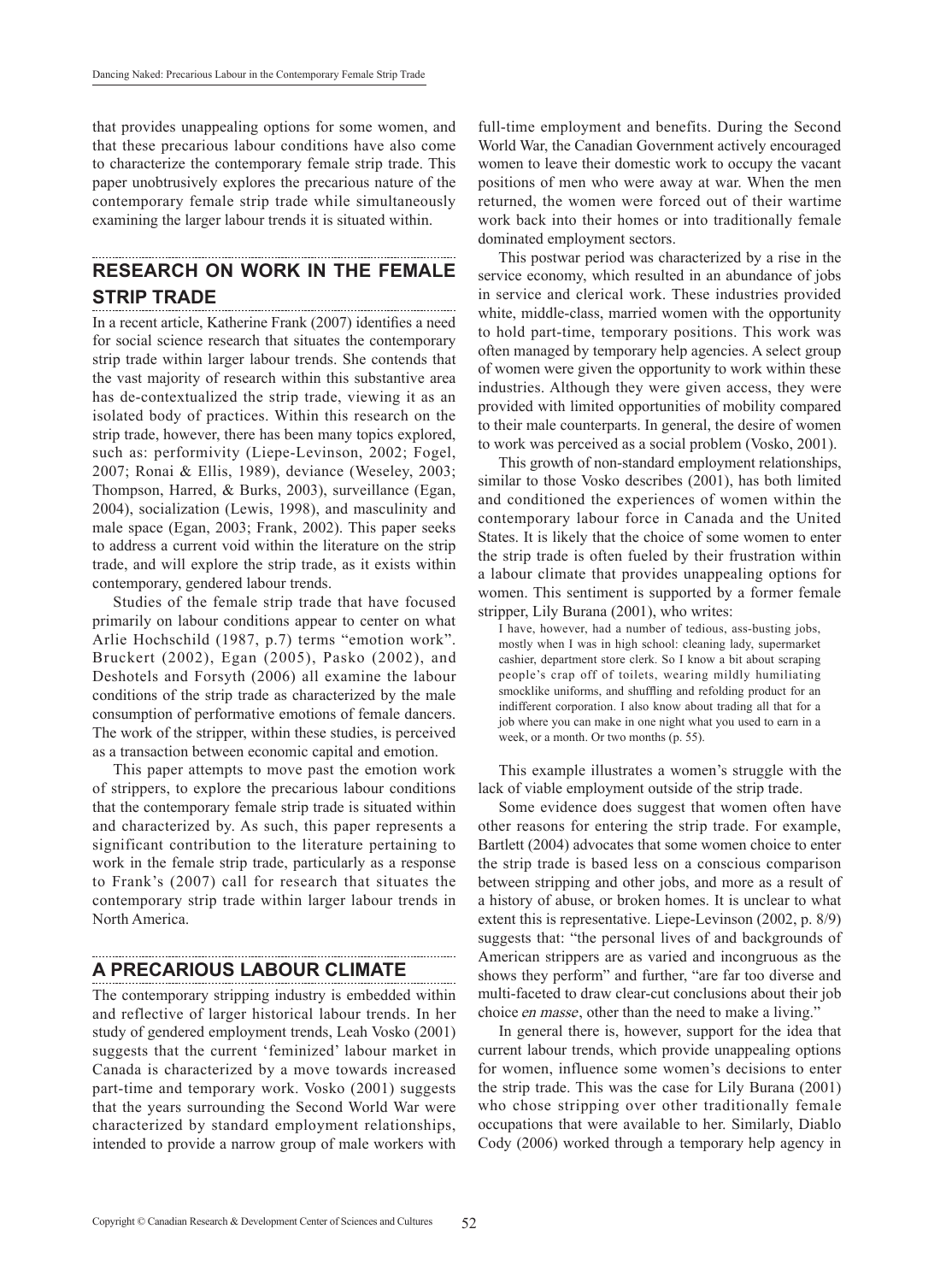that provides unappealing options for some women, and that these precarious labour conditions have also come to characterize the contemporary female strip trade. This paper unobtrusively explores the precarious nature of the contemporary female strip trade while simultaneously examining the larger labour trends it is situated within.

## RESEARCH ON WORK IN THE FEMALE STRIP TRADE

In a recent article, Katherine Frank (2007) identifies a need for social science research that situates the contemporary strip trade within larger labour trends. She contends that the vast majority of research within this substantive area has de-contextualized the strip trade, viewing it as an isolated body of practices. Within this research on the strip trade, however, there has been many topics explored, such as: performivity (Liepe-Levinson, 2002; Fogel, 2007; Ronai & Ellis, 1989), deviance (Weseley, 2003; Thompson, Harred, & Burks, 2003), surveillance (Egan, 2004), socialization (Lewis, 1998), and masculinity and male space (Egan, 2003; Frank, 2002). This paper seeks to address a current void within the literature on the strip trade, and will explore the strip trade, as it exists within contemporary, gendered labour trends.

Studies of the female strip trade that have focused primarily on labour conditions appear to center on what Arlie Hochschild (1987, p.7) terms "emotion work". Bruckert (2002), Egan (2005), Pasko (2002), and Deshotels and Forsyth (2006) all examine the labour conditions of the strip trade as characterized by the male consumption of performative emotions of female dancers. The work of the stripper, within these studies, is perceived as a transaction between economic capital and emotion.

This paper attempts to move past the emotion work of strippers, to explore the precarious labour conditions that the contemporary female strip trade is situated within and characterized by. As such, this paper represents a significant contribution to the literature pertaining to work in the female strip trade, particularly as a response to Frank's (2007) call for research that situates the contemporary strip trade within larger labour trends in North America.

## A PRECARIOUS LABOUR CLIMATE

The contemporary stripping industry is embedded within and reflective of larger historical labour trends. In her study of gendered employment trends, Leah Vosko (2001) suggests that the current 'feminized' labour market in Canada is characterized by a move towards increased part-time and temporary work. Vosko (2001) suggests that the years surrounding the Second World War were characterized by standard employment relationships, intended to provide a narrow group of male workers with full-time employment and benefits. During the Second World War, the Canadian Government actively encouraged women to leave their domestic work to occupy the vacant positions of men who were away at war. When the men returned, the women were forced out of their wartime work back into their homes or into traditionally female dominated employment sectors.

This postwar period was characterized by a rise in the service economy, which resulted in an abundance of jobs in service and clerical work. These industries provided white, middle-class, married women with the opportunity to hold part-time, temporary positions. This work was often managed by temporary help agencies. A select group of women were given the opportunity to work within these industries. Although they were given access, they were provided with limited opportunities of mobility compared to their male counterparts. In general, the desire of women to work was perceived as a social problem (Vosko, 2001).

This growth of non-standard employment relationships, similar to those Vosko describes (2001), has both limited and conditioned the experiences of women within the contemporary labour force in Canada and the United States. It is likely that the choice of some women to enter the strip trade is often fueled by their frustration within a labour climate that provides unappealing options for women. This sentiment is supported by a former female stripper, Lily Burana (2001), who writes:

> I have, however, had a number of tedious, ass-busting jobs, mostly when I was in high school: cleaning lady, supermarket cashier, department store clerk. So I know a bit about scraping people's crap off of toilets, wearing mildly humiliating smocklike uniforms, and shuffling and refolding product for an indifferent corporation. I also know about trading all that for a job where you can make in one night what you used to earn in a week, or a month. Or two months (p. 55).

This example illustrates a women's struggle with the lack of viable employment outside of the strip trade.

Some evidence does suggest that women often have other reasons for entering the strip trade. For example, Bartlett (2004) advocates that some women choice to enter the strip trade is based less on a conscious comparison between stripping and other jobs, and more as a result of a history of abuse, or broken homes. It is unclear to what extent this is representative. Liepe-Levinson (2002, p. 8/9) suggests that: "the personal lives of and backgrounds of American strippers are as varied and incongruous as the shows they perform" and further, "are far too diverse and multi-faceted to draw clear-cut conclusions about their job choice *en masse*, other than the need to make a living."

In general there is, however, support for the idea that current labour trends, which provide unappealing options for women, influence some women's decisions to enter the strip trade. This was the case for Lily Burana (2001) who chose stripping over other traditionally female occupations that were available to her. Similarly, Diablo Cody (2006) worked through a temporary help agency in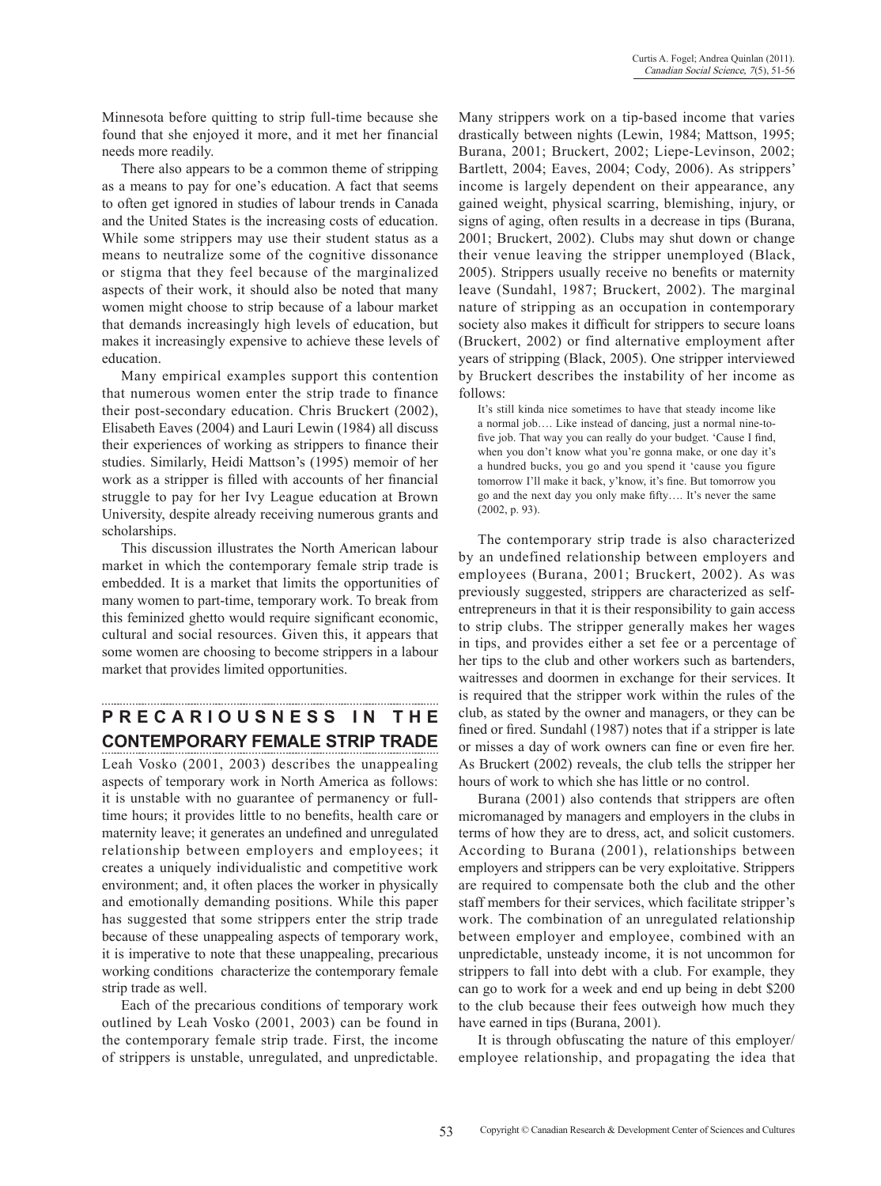Minnesota before quitting to strip full-time because she found that she enjoyed it more, and it met her financial needs more readily.

There also appears to be a common theme of stripping as a means to pay for one's education. A fact that seems to often get ignored in studies of labour trends in Canada and the United States is the increasing costs of education. While some strippers may use their student status as a means to neutralize some of the cognitive dissonance or stigma that they feel because of the marginalized aspects of their work, it should also be noted that many women might choose to strip because of a labour market that demands increasingly high levels of education, but makes it increasingly expensive to achieve these levels of education.

Many empirical examples support this contention that numerous women enter the strip trade to finance their post-secondary education. Chris Bruckert (2002), Elisabeth Eaves (2004) and Lauri Lewin (1984) all discuss their experiences of working as strippers to finance their studies. Similarly, Heidi Mattson's (1995) memoir of her work as a stripper is filled with accounts of her financial struggle to pay for her Ivy League education at Brown University, despite already receiving numerous grants and scholarships.

This discussion illustrates the North American labour market in which the contemporary female strip trade is embedded. It is a market that limits the opportunities of many women to part-time, temporary work. To break from this feminized ghetto would require significant economic, cultural and social resources. Given this, it appears that some women are choosing to become strippers in a labour market that provides limited opportunities.

## PRECARIOUSNESS IN THE CONTEMPORARY FEMALE STRIP TRADE

Leah Vosko (2001, 2003) describes the unappealing aspects of temporary work in North America as follows: it is unstable with no guarantee of permanency or full-time hours; it provides little to no benefits, health care or maternity leave; it generates an undefined and unregulated relationship between employers and employees; it creates a uniquely individualistic and competitive work environment; and, it often places the worker in physically and emotionally demanding positions. While this paper has suggested that some strippers enter the strip trade because of these unappealing aspects of temporary work, it is imperative to note that these unappealing, precarious working conditions characterize the contemporary female strip trade as well.

Each of the precarious conditions of temporary work outlined by Leah Vosko (2001, 2003) can be found in the contemporary female strip trade. First, the income of strippers is unstable, unregulated, and unpredictable. Many strippers work on a tip-based income that varies drastically between nights (Lewin, 1984; Mattson, 1995; Burana, 2001; Bruckert, 2002; Liepe-Levinson, 2002; Bartlett, 2004; Eaves, 2004; Cody, 2006). As strippers' income is largely dependent on their appearance, any gained weight, physical scarring, blemishing, injury, or signs of aging, often results in a decrease in tips (Burana, 2001; Bruckert, 2002). Clubs may shut down or change their venue leaving the stripper unemployed (Black, 2005). Strippers usually receive no benefits or maternity leave (Sundahl, 1987; Bruckert, 2002). The marginal nature of stripping as an occupation in contemporary society also makes it difficult for strippers to secure loans (Bruckert, 2002) or find alternative employment after years of stripping (Black, 2005). One stripper interviewed by Bruckert describes the instability of her income as follows:

> It's still kinda nice sometimes to have that steady income like a normal job…. Like instead of dancing, just a normal nine-to-five job. That way you can really do your budget. 'Cause I find, when you don't know what you're gonna make, or one day it's a hundred bucks, you go and you spend it 'cause you figure tomorrow I'll make it back, y'know, it's fine. But tomorrow you go and the next day you only make fifty…. It's never the same (2002, p. 93).

The contemporary strip trade is also characterized by an undefined relationship between employers and employees (Burana, 2001; Bruckert, 2002). As was previously suggested, strippers are characterized as self-entrepreneurs in that it is their responsibility to gain access to strip clubs. The stripper generally makes her wages in tips, and provides either a set fee or a percentage of her tips to the club and other workers such as bartenders, waitresses and doormen in exchange for their services. It is required that the stripper work within the rules of the club, as stated by the owner and managers, or they can be fined or fired. Sundahl (1987) notes that if a stripper is late or misses a day of work owners can fine or even fire her. As Bruckert (2002) reveals, the club tells the stripper her hours of work to which she has little or no control.

Burana (2001) also contends that strippers are often micromanaged by managers and employers in the clubs in terms of how they are to dress, act, and solicit customers. According to Burana (2001), relationships between employers and strippers can be very exploitative. Strippers are required to compensate both the club and the other staff members for their services, which facilitate stripper's work. The combination of an unregulated relationship between employer and employee, combined with an unpredictable, unsteady income, it is not uncommon for strippers to fall into debt with a club. For example, they can go to work for a week and end up being in debt \$200 to the club because their fees outweigh how much they have earned in tips (Burana, 2001).

It is through obfuscating the nature of this employer/employee relationship, and propagating the idea that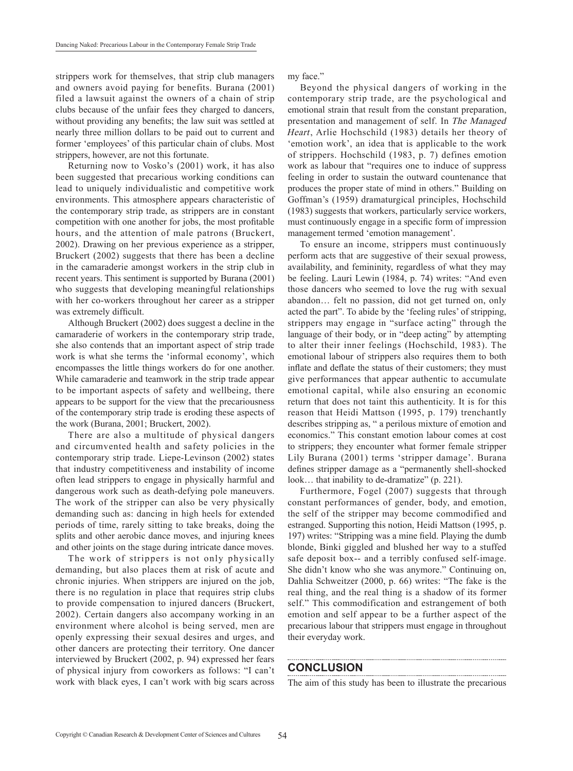strippers work for themselves, that strip club managers and owners avoid paying for benefits. Burana (2001) filed a lawsuit against the owners of a chain of strip clubs because of the unfair fees they charged to dancers, without providing any benefits; the law suit was settled at nearly three million dollars to be paid out to current and former 'employees' of this particular chain of clubs. Most strippers, however, are not this fortunate.

Returning now to Vosko's (2001) work, it has also been suggested that precarious working conditions can lead to uniquely individualistic and competitive work environments. This atmosphere appears characteristic of the contemporary strip trade, as strippers are in constant competition with one another for jobs, the most profitable hours, and the attention of male patrons (Bruckert, 2002). Drawing on her previous experience as a stripper, Bruckert (2002) suggests that there has been a decline in the camaraderie amongst workers in the strip club in recent years. This sentiment is supported by Burana (2001) who suggests that developing meaningful relationships with her co-workers throughout her career as a stripper was extremely difficult.

Although Bruckert (2002) does suggest a decline in the camaraderie of workers in the contemporary strip trade, she also contends that an important aspect of strip trade work is what she terms the 'informal economy', which encompasses the little things workers do for one another. While camaraderie and teamwork in the strip trade appear to be important aspects of safety and wellbeing, there appears to be support for the view that the precariousness of the contemporary strip trade is eroding these aspects of the work (Burana, 2001; Bruckert, 2002).

There are also a multitude of physical dangers and circumvented health and safety policies in the contemporary strip trade. Liepe-Levinson (2002) states that industry competitiveness and instability of income often lead strippers to engage in physically harmful and dangerous work such as death-defying pole maneuvers. The work of the stripper can also be very physically demanding such as: dancing in high heels for extended periods of time, rarely sitting to take breaks, doing the splits and other aerobic dance moves, and injuring knees and other joints on the stage during intricate dance moves.

The work of strippers is not only physically demanding, but also places them at risk of acute and chronic injuries. When strippers are injured on the job, there is no regulation in place that requires strip clubs to provide compensation to injured dancers (Bruckert, 2002). Certain dangers also accompany working in an environment where alcohol is being served, men are openly expressing their sexual desires and urges, and other dancers are protecting their territory. One dancer interviewed by Bruckert (2002, p. 94) expressed her fears of physical injury from coworkers as follows: "I can't work with black eyes, I can't work with big scars across my face."

Beyond the physical dangers of working in the contemporary strip trade, are the psychological and emotional strain that result from the constant preparation, presentation and management of self. In *The Managed Heart*, Arlie Hochschild (1983) details her theory of 'emotion work', an idea that is applicable to the work of strippers. Hochschild (1983, p. 7) defines emotion work as labour that "requires one to induce of suppress feeling in order to sustain the outward countenance that produces the proper state of mind in others." Building on Goffman's (1959) dramaturgical principles, Hochschild (1983) suggests that workers, particularly service workers, must continuously engage in a specific form of impression management termed 'emotion management'.

To ensure an income, strippers must continuously perform acts that are suggestive of their sexual prowess, availability, and femininity, regardless of what they may be feeling. Lauri Lewin (1984, p. 74) writes: "And even those dancers who seemed to love the rug with sexual abandon… felt no passion, did not get turned on, only acted the part". To abide by the 'feeling rules' of stripping, strippers may engage in "surface acting" through the language of their body, or in "deep acting" by attempting to alter their inner feelings (Hochschild, 1983). The emotional labour of strippers also requires them to both inflate and deflate the status of their customers; they must give performances that appear authentic to accumulate emotional capital, while also ensuring an economic return that does not taint this authenticity. It is for this reason that Heidi Mattson (1995, p. 179) trenchantly describes stripping as, " a perilous mixture of emotion and economics." This constant emotion labour comes at cost to strippers; they encounter what former female stripper Lily Burana (2001) terms 'stripper damage'. Burana defines stripper damage as a "permanently shell-shocked look… that inability to de-dramatize" (p. 221).

Furthermore, Fogel (2007) suggests that through constant performances of gender, body, and emotion, the self of the stripper may become commodified and estranged. Supporting this notion, Heidi Mattson (1995, p. 197) writes: "Stripping was a mine field. Playing the dumb blonde, Binki giggled and blushed her way to a stuffed safe deposit box-- and a terribly confused self-image. She didn't know who she was anymore." Continuing on, Dahlia Schweitzer (2000, p. 66) writes: "The fake is the real thing, and the real thing is a shadow of its former self." This commodification and estrangement of both emotion and self appear to be a further aspect of the precarious labour that strippers must engage in throughout their everyday work.

## CONCLUSION

The aim of this study has been to illustrate the precarious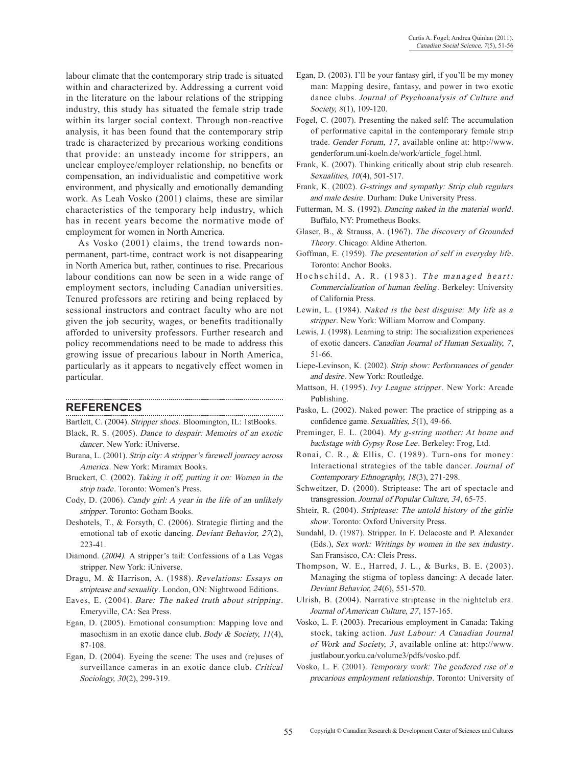labour climate that the contemporary strip trade is situated within and characterized by. Addressing a current void in the literature on the labour relations of the stripping industry, this study has situated the female strip trade within its larger social context. Through non-reactive analysis, it has been found that the contemporary strip trade is characterized by precarious working conditions that provide: an unsteady income for strippers, an unclear employee/employer relationship, no benefits or compensation, an individualistic and competitive work environment, and physically and emotionally demanding work. As Leah Vosko (2001) claims, these are similar characteristics of the temporary help industry, which has in recent years become the normative mode of employment for women in North America.

As Vosko (2001) claims, the trend towards non-permanent, part-time, contract work is not disappearing in North America but, rather, continues to rise. Precarious labour conditions can now be seen in a wide range of employment sectors, including Canadian universities. Tenured professors are retiring and being replaced by sessional instructors and contract faculty who are not given the job security, wages, or benefits traditionally afforded to university professors. Further research and policy recommendations need to be made to address this growing issue of precarious labour in North America, particularly as it appears to negatively effect women in particular.

## REFERENCES

Bartlett, C. (2004). *Stripper shoes*. Bloomington, IL: 1stBooks.

Black, R. S. (2005). *Dance to despair: Memoirs of an exotic dancer*. New York: iUniverse.

Burana, L. (2001). *Strip city: A stripper's farewell journey across America*. New York: Miramax Books.

Bruckert, C. (2002). *Taking it off, putting it on: Women in the strip trade*. Toronto: Women's Press.

Cody, D. (2006). *Candy girl: A year in the life of an unlikely stripper*. Toronto: Gotham Books.

Deshotels, T., & Forsyth, C. (2006). Strategic flirting and the emotional tab of exotic dancing. *Deviant Behavior, 27*(2), 223-41.

Diamond. (*2004)*. A stripper's tail: Confessions of a Las Vegas stripper. New York: iUniverse.

Dragu, M. & Harrison, A. (1988). *Revelations: Essays on striptease and sexuality*. London, ON: Nightwood Editions.

Eaves, E. (2004). *Bare: The naked truth about stripping*. Emeryville, CA: Sea Press.

Egan, D. (2005). Emotional consumption: Mapping love and masochism in an exotic dance club. *Body & Society, 11*(4), 87-108.

Egan, D. (2004). Eyeing the scene: The uses and (re)uses of surveillance cameras in an exotic dance club. *Critical Sociology, 30*(2), 299-319.

Egan, D. (2003). I'll be your fantasy girl, if you'll be my money man: Mapping desire, fantasy, and power in two exotic dance clubs. *Journal of Psychoanalysis of Culture and Society, 8*(1), 109-120.

Fogel, C. (2007). Presenting the naked self: The accumulation of performative capital in the contemporary female strip trade. *Gender Forum, 17*, available online at: http://www.genderforum.uni-koeln.de/work/article_fogel.html.

Frank, K. (2007). Thinking critically about strip club research. *Sexualities, 10*(4), 501-517.

Frank, K. (2002). *G-strings and sympathy: Strip club regulars and male desire*. Durham: Duke University Press.

Futterman, M. S. (1992). *Dancing naked in the material world*. Buffalo, NY: Prometheus Books.

Glaser, B., & Strauss, A. (1967). *The discovery of Grounded Theory*. Chicago: Aldine Atherton.

Goffman, E. (1959). *The presentation of self in everyday life*. Toronto: Anchor Books.

Hochschild, A. R. (1983). *The managed heart: Commercialization of human feeling*. Berkeley: University of California Press.

Lewin, L. (1984). *Naked is the best disguise: My life as a stripper*. New York: William Morrow and Company.

Lewis, J. (1998). Learning to strip: The socialization experiences of exotic dancers. *Canadian Journal of Human Sexuality, 7*, 51-66.

Liepe-Levinson, K. (2002). *Strip show: Performances of gender and desire*. New York: Routledge.

Mattson, H. (1995). *Ivy League stripper*. New York: Arcade Publishing.

Pasko, L. (2002). Naked power: The practice of stripping as a confidence game. *Sexualities, 5*(1), 49-66.

Preminger, E. L. (2004). *My g-string mother: At home and backstage with Gypsy Rose Lee*. Berkeley: Frog, Ltd.

Ronai, C. R., & Ellis, C. (1989). Turn-ons for money: Interactional strategies of the table dancer. *Journal of Contemporary Ethnography, 18*(3), 271-298.

Schweitzer, D. (2000). Striptease: The art of spectacle and transgression. *Journal of Popular Culture, 34*, 65-75.

Shteir, R. (2004). *Striptease: The untold history of the girlie show*. Toronto: Oxford University Press.

Sundahl, D. (1987). Stripper. In F. Delacoste and P. Alexander (Eds.), *Sex work: Writings by women in the sex industry*. San Fransisco, CA: Cleis Press.

Thompson, W. E., Harred, J. L., & Burks, B. E. (2003). Managing the stigma of topless dancing: A decade later. *Deviant Behavior, 24*(6), 551-570.

Ulrish, B. (2004). Narrative striptease in the nightclub era. *Journal of American Culture, 27*, 157-165.

Vosko, L. F. (2003). Precarious employment in Canada: Taking stock, taking action. *Just Labour: A Canadian Journal of Work and Society, 3*, available online at: http://www.justlabour.yorku.ca/volume3/pdfs/vosko.pdf.

Vosko, L. F. (2001). *Temporary work: The gendered rise of a precarious employment relationship*. Toronto: University of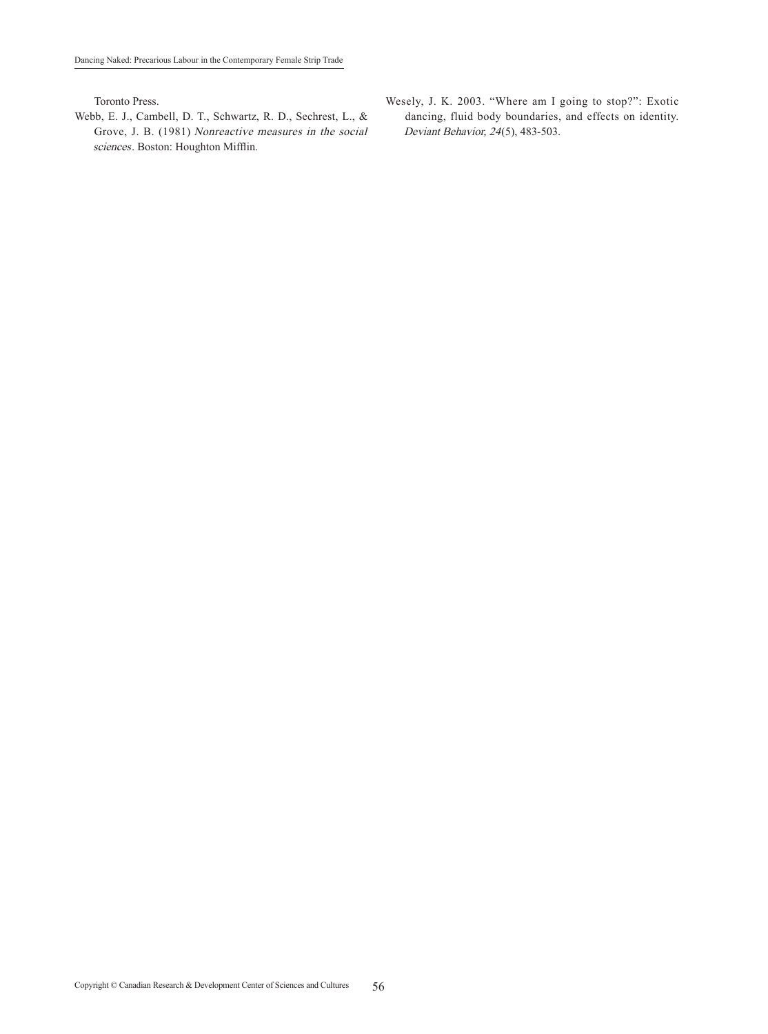Toronto Press.

Webb, E. J., Cambell, D. T., Schwartz, R. D., Sechrest, L., & Grove, J. B. (1981) *Nonreactive measures in the social sciences*. Boston: Houghton Mifflin.

Wesely, J. K. 2003. "Where am I going to stop?": Exotic dancing, fluid body boundaries, and effects on identity. *Deviant Behavior*, *24*(5), 483-503.